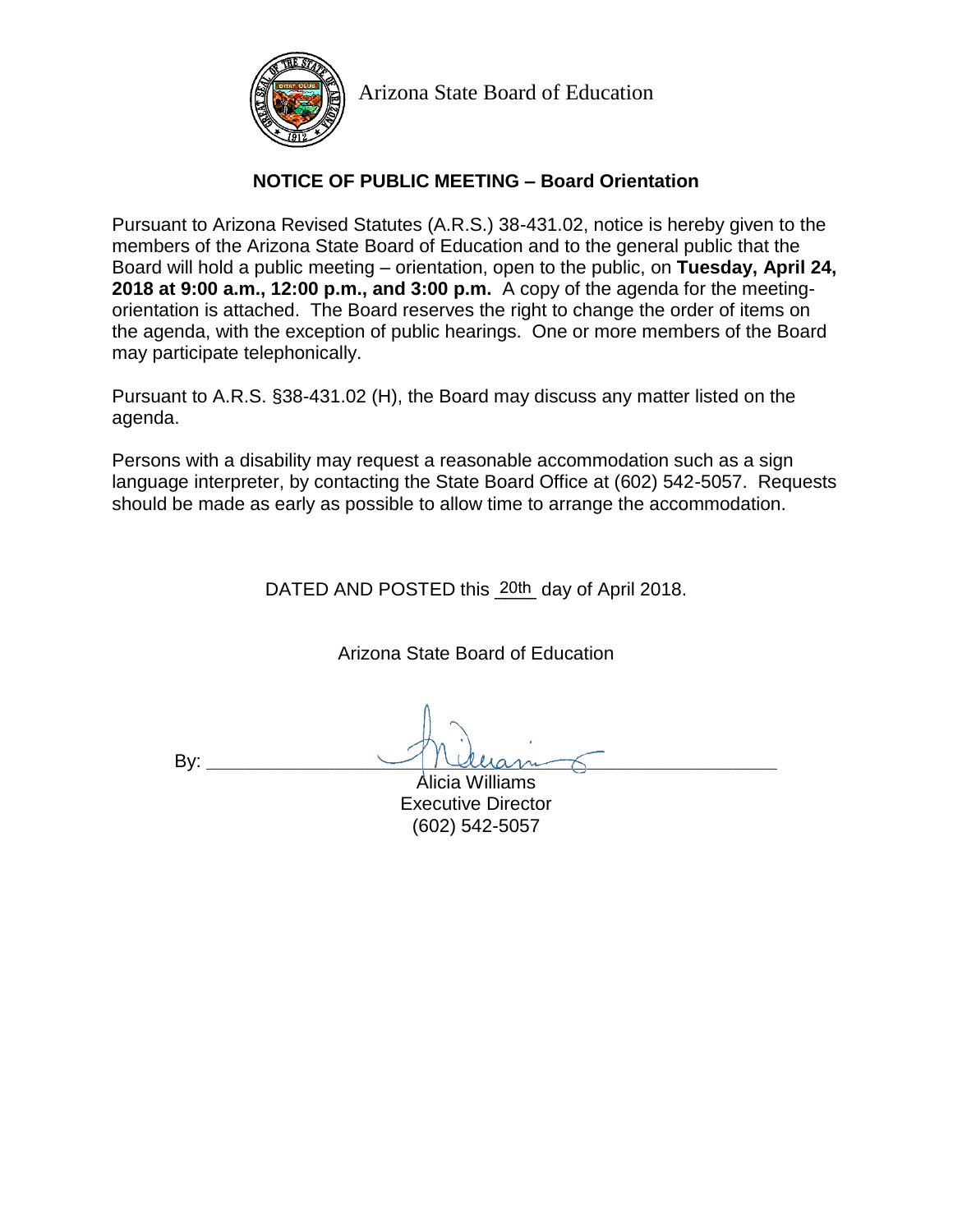Arizona State Board of Education

## NOTICE OF PUBLIC MEETING – Board Orientation

Pursuant to Arizona Revised Statutes (A.R.S.) 38-431.02, notice is hereby given to the members of the Arizona State Board of Education and to the general public that the Board will hold a public meeting – orientation, open to the public, on **Tuesday, April 24, 2018 at 9:00 a.m., 12:00 p.m., and 3:00 p.m.** A copy of the agenda for the meeting-orientation is attached. The Board reserves the right to change the order of items on the agenda, with the exception of public hearings. One or more members of the Board may participate telephonically.

Pursuant to A.R.S. §38-431.02 (H), the Board may discuss any matter listed on the agenda.

Persons with a disability may request a reasonable accommodation such as a sign language interpreter, by contacting the State Board Office at (602) 542-5057. Requests should be made as early as possible to allow time to arrange the accommodation.

DATED AND POSTED this 20th day of April 2018.

Arizona State Board of Education

By: ______________________________

Alicia Williams
Executive Director
(602) 542-5057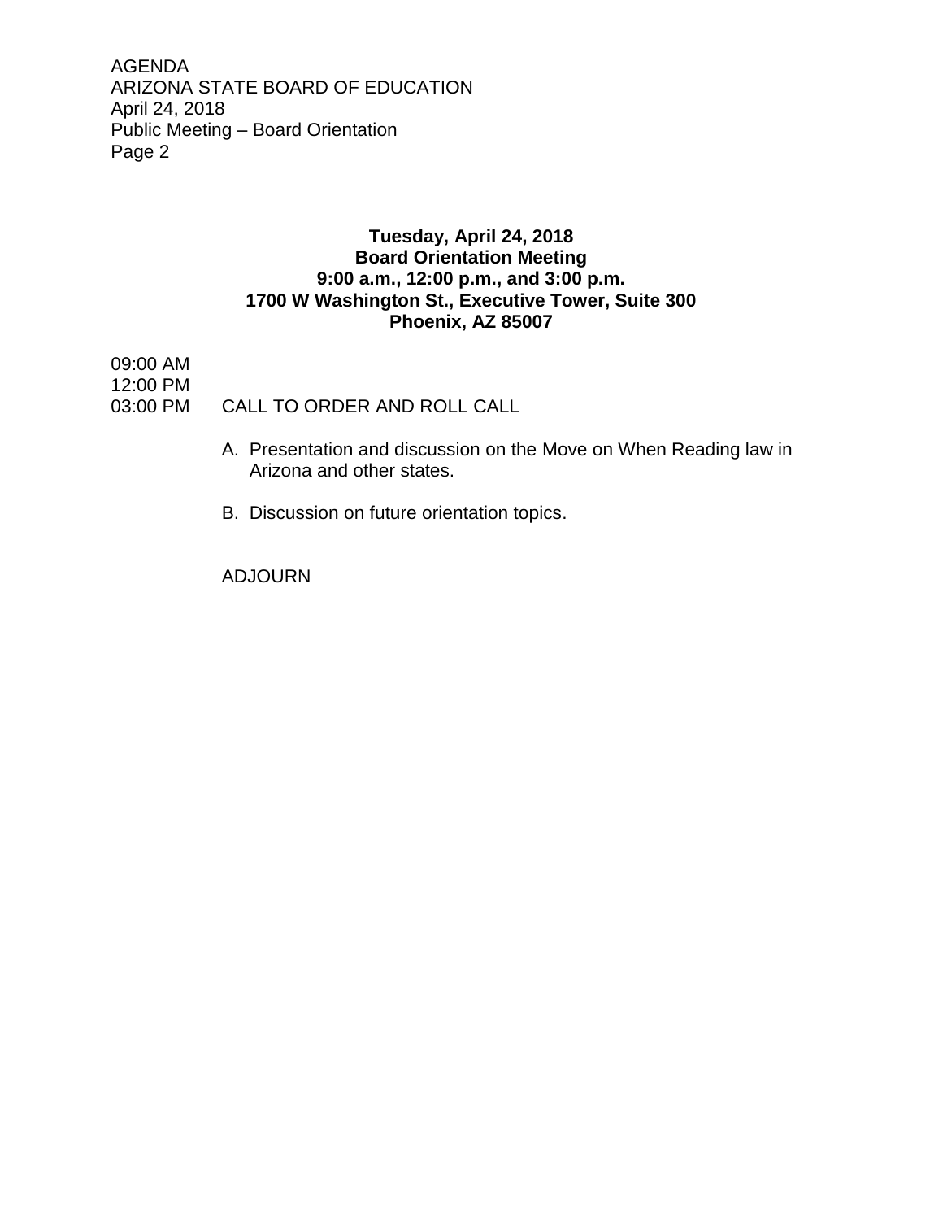**Tuesday, April 24, 2018**
**Board Orientation Meeting**
**9:00 a.m., 12:00 p.m., and 3:00 p.m.**
**1700 W Washington St., Executive Tower, Suite 300**
**Phoenix, AZ 85007**

09:00 AM
12:00 PM
03:00 PM CALL TO ORDER AND ROLL CALL

A. Presentation and discussion on the Move on When Reading law in Arizona and other states.

B. Discussion on future orientation topics.

ADJOURN